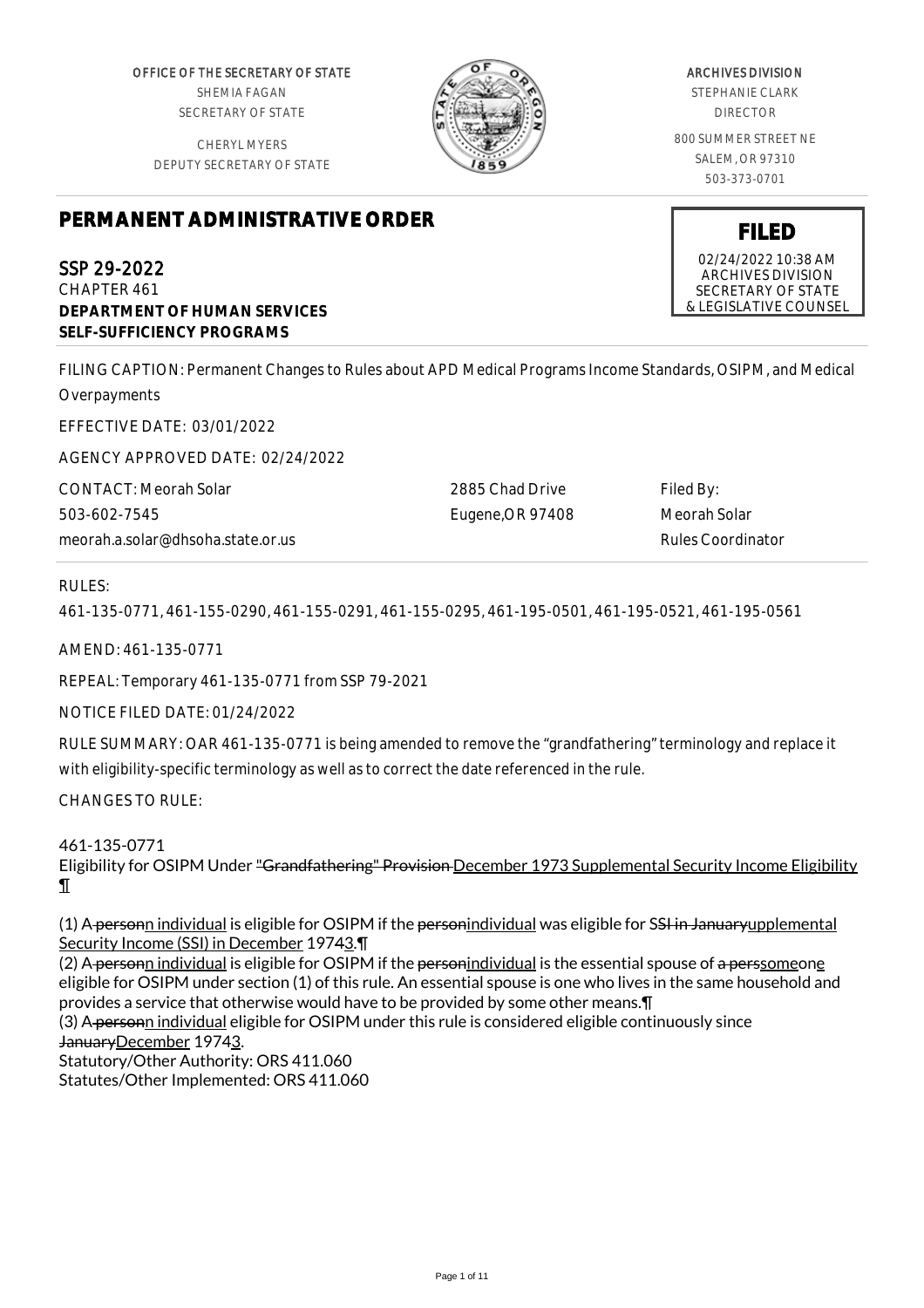OFFICE OF THE SECRETARY OF STATE
SHEMIA FAGAN
SECRETARY OF STATE

CHERYL MYERS
DEPUTY SECRETARY OF STATE

ARCHIVES DIVISION
STEPHANIE CLARK
DIRECTOR

800 SUMMER STREET NE
SALEM, OR 97310
503-373-0701

# PERMANENT ADMINISTRATIVE ORDER

**FILED**
02/24/2022 10:38 AM
ARCHIVES DIVISION
SECRETARY OF STATE
& LEGISLATIVE COUNSEL

## SSP 29-2022
CHAPTER 461
**DEPARTMENT OF HUMAN SERVICES**
**SELF-SUFFICIENCY PROGRAMS**

FILING CAPTION: Permanent Changes to Rules about APD Medical Programs Income Standards, OSIPM, and Medical Overpayments

EFFECTIVE DATE: 03/01/2022

AGENCY APPROVED DATE: 02/24/2022

CONTACT: Meorah Solar
503-602-7545
meorah.a.solar@dhsoha.state.or.us

2885 Chad Drive
Eugene,OR 97408

Filed By:
Meorah Solar
Rules Coordinator

RULES:

461-135-0771, 461-155-0290, 461-155-0291, 461-155-0295, 461-195-0501, 461-195-0521, 461-195-0561

AMEND: 461-135-0771

REPEAL: Temporary 461-135-0771 from SSP 79-2021

NOTICE FILED DATE: 01/24/2022

RULE SUMMARY: OAR 461-135-0771 is being amended to remove the "grandfathering" terminology and replace it with eligibility-specific terminology as well as to correct the date referenced in the rule.

CHANGES TO RULE:

461-135-0771
Eligibility for OSIPM Under ~~"Grandfathering" Provision~~ December 1973 Supplemental Security Income Eligibility ¶

(1) A~~ person~~n individual is eligible for OSIPM if the ~~person~~individual was eligible for S~~SI in January~~upplemental Security Income (SSI) in December 197~~4~~3.¶
(2) A~~ person~~n individual is eligible for OSIPM if the ~~person~~individual is the essential spouse of ~~a pers~~someone eligible for OSIPM under section (1) of this rule. An essential spouse is one who lives in the same household and provides a service that otherwise would have to be provided by some other means.¶
(3) A~~ person~~n individual eligible for OSIPM under this rule is considered eligible continuously since ~~January~~December 197~~4~~3.
Statutory/Other Authority: ORS 411.060
Statutes/Other Implemented: ORS 411.060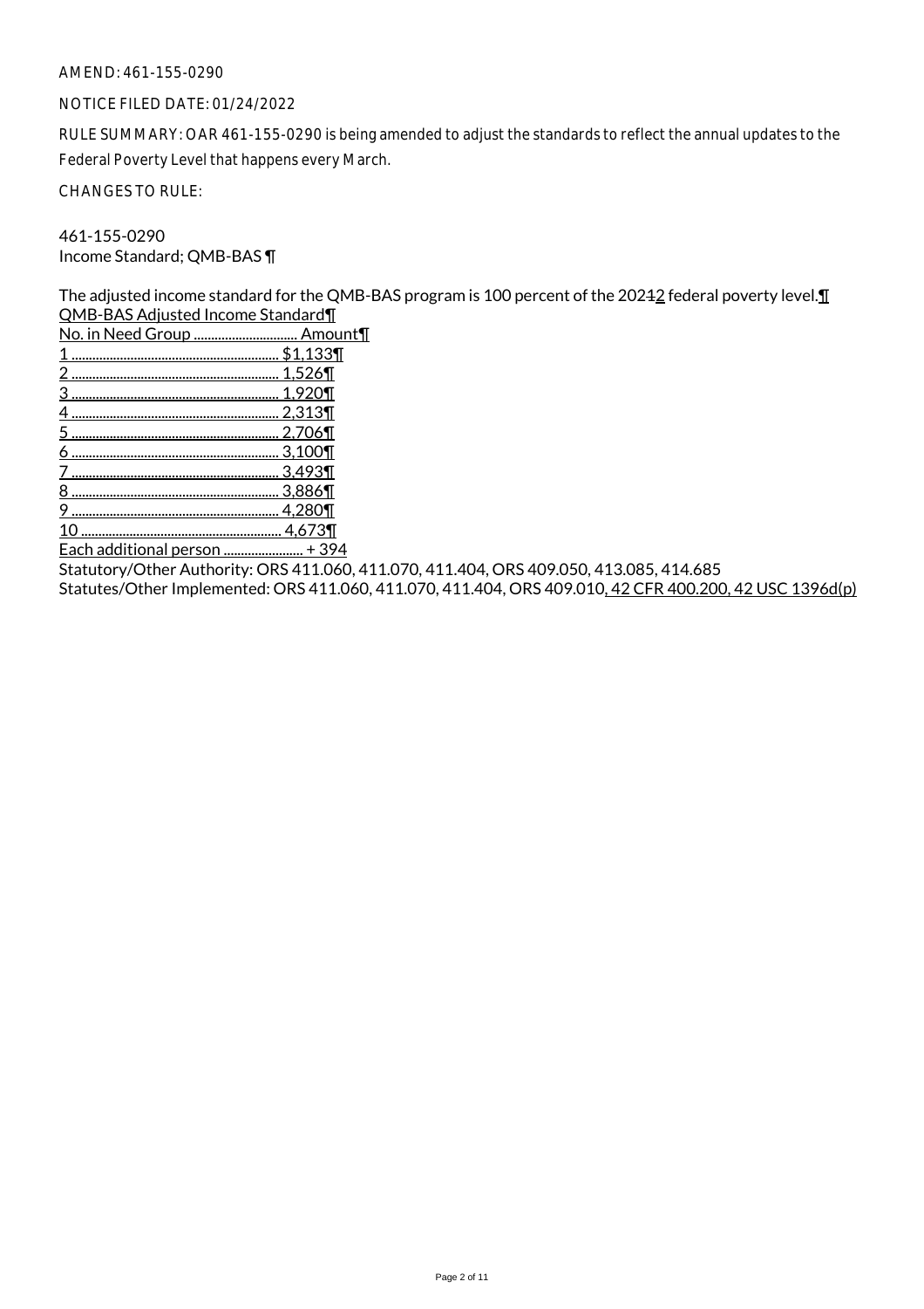AMEND: 461-155-0290

NOTICE FILED DATE: 01/24/2022

RULE SUMMARY: OAR 461-155-0290 is being amended to adjust the standards to reflect the annual updates to the Federal Poverty Level that happens every March.

CHANGES TO RULE:

461-155-0290
Income Standard; QMB-BAS ¶

The adjusted income standard for the QMB-BAS program is 100 percent of the 20212 federal poverty level.¶
QMB-BAS Adjusted Income Standard¶

| No. in Need Group | Amount¶ |
|---|---|
| 1 | $1,133¶ |
| 2 | 1,526¶ |
| 3 | 1,920¶ |
| 4 | 2,313¶ |
| 5 | 2,706¶ |
| 6 | 3,100¶ |
| 7 | 3,493¶ |
| 8 | 3,886¶ |
| 9 | 4,280¶ |
| 10 | 4,673¶ |
| Each additional person | + 394 |

Statutory/Other Authority: ORS 411.060, 411.070, 411.404, ORS 409.050, 413.085, 414.685
Statutes/Other Implemented: ORS 411.060, 411.070, 411.404, ORS 409.010, 42 CFR 400.200, 42 USC 1396d(p)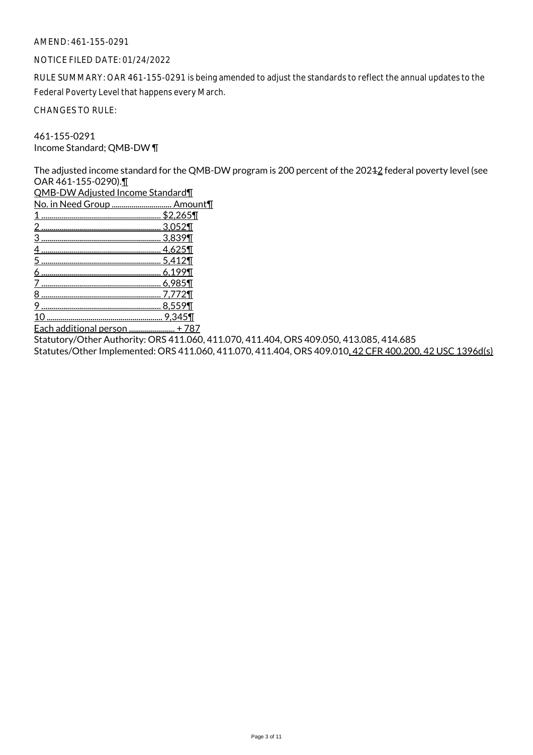AMEND: 461-155-0291

NOTICE FILED DATE: 01/24/2022

RULE SUMMARY: OAR 461-155-0291 is being amended to adjust the standards to reflect the annual updates to the Federal Poverty Level that happens every March.

CHANGES TO RULE:

461-155-0291
Income Standard; QMB-DW ¶

The adjusted income standard for the QMB-DW program is 200 percent of the 202~~1~~2 federal poverty level (see OAR 461-155-0290).¶

QMB-DW Adjusted Income Standard¶

| No. in Need Group | Amount¶ |
|---|---|
| 1 | $2,265¶ |
| 2 | 3,052¶ |
| 3 | 3,839¶ |
| 4 | 4,625¶ |
| 5 | 5,412¶ |
| 6 | 6,199¶ |
| 7 | 6,985¶ |
| 8 | 7,772¶ |
| 9 | 8,559¶ |
| 10 | 9,345¶ |
| Each additional person | + 787 |

Statutory/Other Authority: ORS 411.060, 411.070, 411.404, ORS 409.050, 413.085, 414.685
Statutes/Other Implemented: ORS 411.060, 411.070, 411.404, ORS 409.010, 42 CFR 400.200, 42 USC 1396d(s)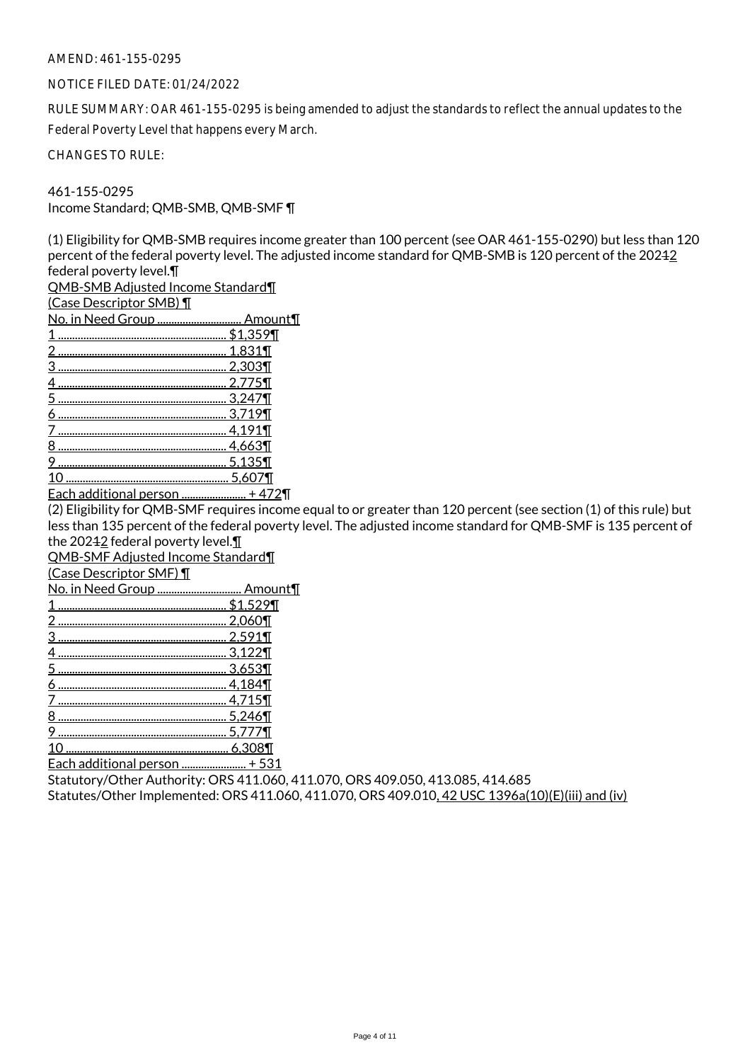AMEND: 461-155-0295

NOTICE FILED DATE: 01/24/2022

RULE SUMMARY: OAR 461-155-0295 is being amended to adjust the standards to reflect the annual updates to the Federal Poverty Level that happens every March.

CHANGES TO RULE:

461-155-0295
Income Standard; QMB-SMB, QMB-SMF ¶

(1) Eligibility for QMB-SMB requires income greater than 100 percent (see OAR 461-155-0290) but less than 120 percent of the federal poverty level. The adjusted income standard for QMB-SMB is 120 percent of the 20212 federal poverty level.¶

QMB-SMB Adjusted Income Standard¶
(Case Descriptor SMB) ¶

| No. in Need Group | Amount¶ |
|---|---|
| 1 | $1,359¶ |
| 2 | 1,831¶ |
| 3 | 2,303¶ |
| 4 | 2,775¶ |
| 5 | 3,247¶ |
| 6 | 3,719¶ |
| 7 | 4,191¶ |
| 8 | 4,663¶ |
| 9 | 5,135¶ |
| 10 | 5,607¶ |
| Each additional person | + 472¶ |

(2) Eligibility for QMB-SMF requires income equal to or greater than 120 percent (see section (1) of this rule) but less than 135 percent of the federal poverty level. The adjusted income standard for QMB-SMF is 135 percent of the 20212 federal poverty level.¶

QMB-SMF Adjusted Income Standard¶
(Case Descriptor SMF) ¶

| No. in Need Group | Amount¶ |
|---|---|
| 1 | $1,529¶ |
| 2 | 2,060¶ |
| 3 | 2,591¶ |
| 4 | 3,122¶ |
| 5 | 3,653¶ |
| 6 | 4,184¶ |
| 7 | 4,715¶ |
| 8 | 5,246¶ |
| 9 | 5,777¶ |
| 10 | 6,308¶ |
| Each additional person | + 531 |

Statutory/Other Authority: ORS 411.060, 411.070, ORS 409.050, 413.085, 414.685
Statutes/Other Implemented: ORS 411.060, 411.070, ORS 409.010, 42 USC 1396a(10)(E)(iii) and (iv)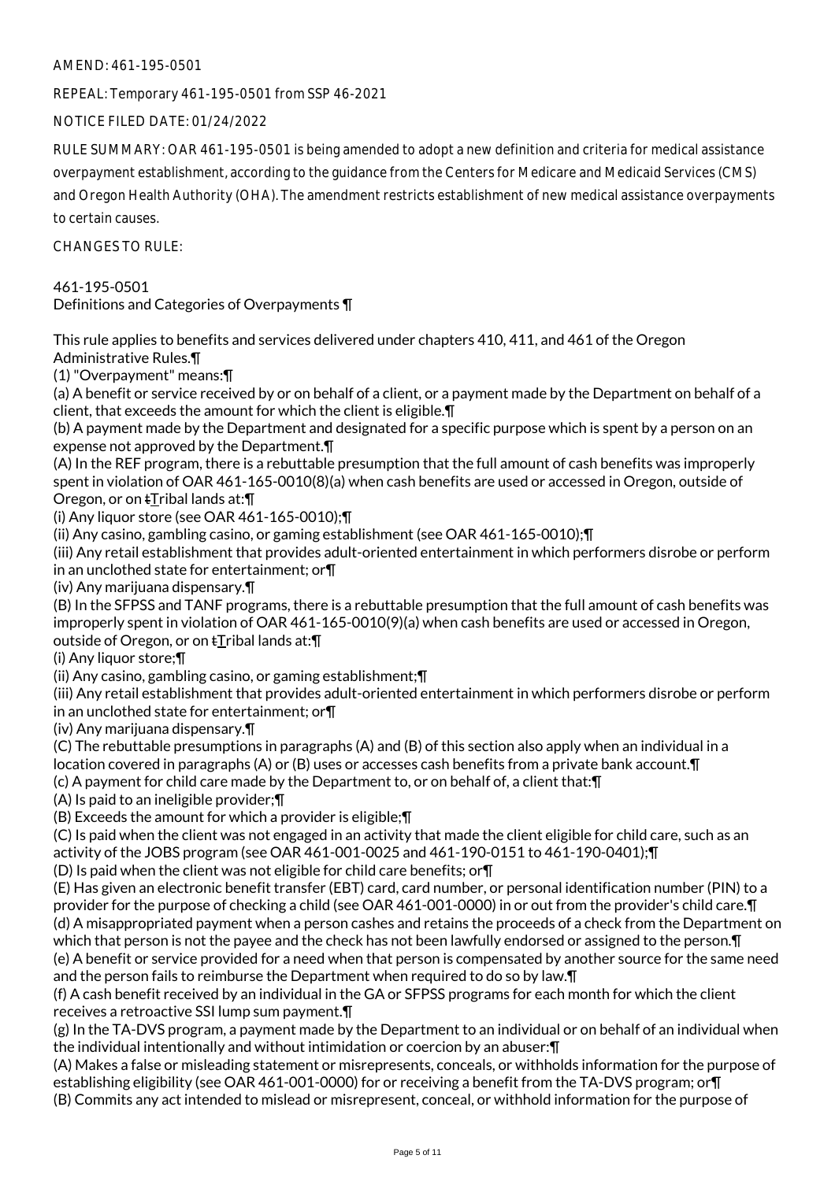AMEND: 461-195-0501

REPEAL: Temporary 461-195-0501 from SSP 46-2021

NOTICE FILED DATE: 01/24/2022

RULE SUMMARY: OAR 461-195-0501 is being amended to adopt a new definition and criteria for medical assistance overpayment establishment, according to the guidance from the Centers for Medicare and Medicaid Services (CMS) and Oregon Health Authority (OHA). The amendment restricts establishment of new medical assistance overpayments to certain causes.

CHANGES TO RULE:

461-195-0501
Definitions and Categories of Overpayments ¶

This rule applies to benefits and services delivered under chapters 410, 411, and 461 of the Oregon Administrative Rules.¶
(1) "Overpayment" means:¶
(a) A benefit or service received by or on behalf of a client, or a payment made by the Department on behalf of a client, that exceeds the amount for which the client is eligible.¶
(b) A payment made by the Department and designated for a specific purpose which is spent by a person on an expense not approved by the Department.¶
(A) In the REF program, there is a rebuttable presumption that the full amount of cash benefits was improperly spent in violation of OAR 461-165-0010(8)(a) when cash benefits are used or accessed in Oregon, outside of Oregon, or on tTribal lands at:¶
(i) Any liquor store (see OAR 461-165-0010);¶
(ii) Any casino, gambling casino, or gaming establishment (see OAR 461-165-0010);¶
(iii) Any retail establishment that provides adult-oriented entertainment in which performers disrobe or perform in an unclothed state for entertainment; or¶
(iv) Any marijuana dispensary.¶
(B) In the SFPSS and TANF programs, there is a rebuttable presumption that the full amount of cash benefits was improperly spent in violation of OAR 461-165-0010(9)(a) when cash benefits are used or accessed in Oregon, outside of Oregon, or on tTribal lands at:¶
(i) Any liquor store;¶
(ii) Any casino, gambling casino, or gaming establishment;¶
(iii) Any retail establishment that provides adult-oriented entertainment in which performers disrobe or perform in an unclothed state for entertainment; or¶
(iv) Any marijuana dispensary.¶
(C) The rebuttable presumptions in paragraphs (A) and (B) of this section also apply when an individual in a location covered in paragraphs (A) or (B) uses or accesses cash benefits from a private bank account.¶
(c) A payment for child care made by the Department to, or on behalf of, a client that:¶
(A) Is paid to an ineligible provider;¶
(B) Exceeds the amount for which a provider is eligible;¶
(C) Is paid when the client was not engaged in an activity that made the client eligible for child care, such as an activity of the JOBS program (see OAR 461-001-0025 and 461-190-0151 to 461-190-0401);¶
(D) Is paid when the client was not eligible for child care benefits; or¶
(E) Has given an electronic benefit transfer (EBT) card, card number, or personal identification number (PIN) to a provider for the purpose of checking a child (see OAR 461-001-0000) in or out from the provider's child care.¶
(d) A misappropriated payment when a person cashes and retains the proceeds of a check from the Department on which that person is not the payee and the check has not been lawfully endorsed or assigned to the person.¶
(e) A benefit or service provided for a need when that person is compensated by another source for the same need and the person fails to reimburse the Department when required to do so by law.¶
(f) A cash benefit received by an individual in the GA or SFPSS programs for each month for which the client receives a retroactive SSI lump sum payment.¶
(g) In the TA-DVS program, a payment made by the Department to an individual or on behalf of an individual when the individual intentionally and without intimidation or coercion by an abuser:¶
(A) Makes a false or misleading statement or misrepresents, conceals, or withholds information for the purpose of establishing eligibility (see OAR 461-001-0000) for or receiving a benefit from the TA-DVS program; or¶
(B) Commits any act intended to mislead or misrepresent, conceal, or withhold information for the purpose of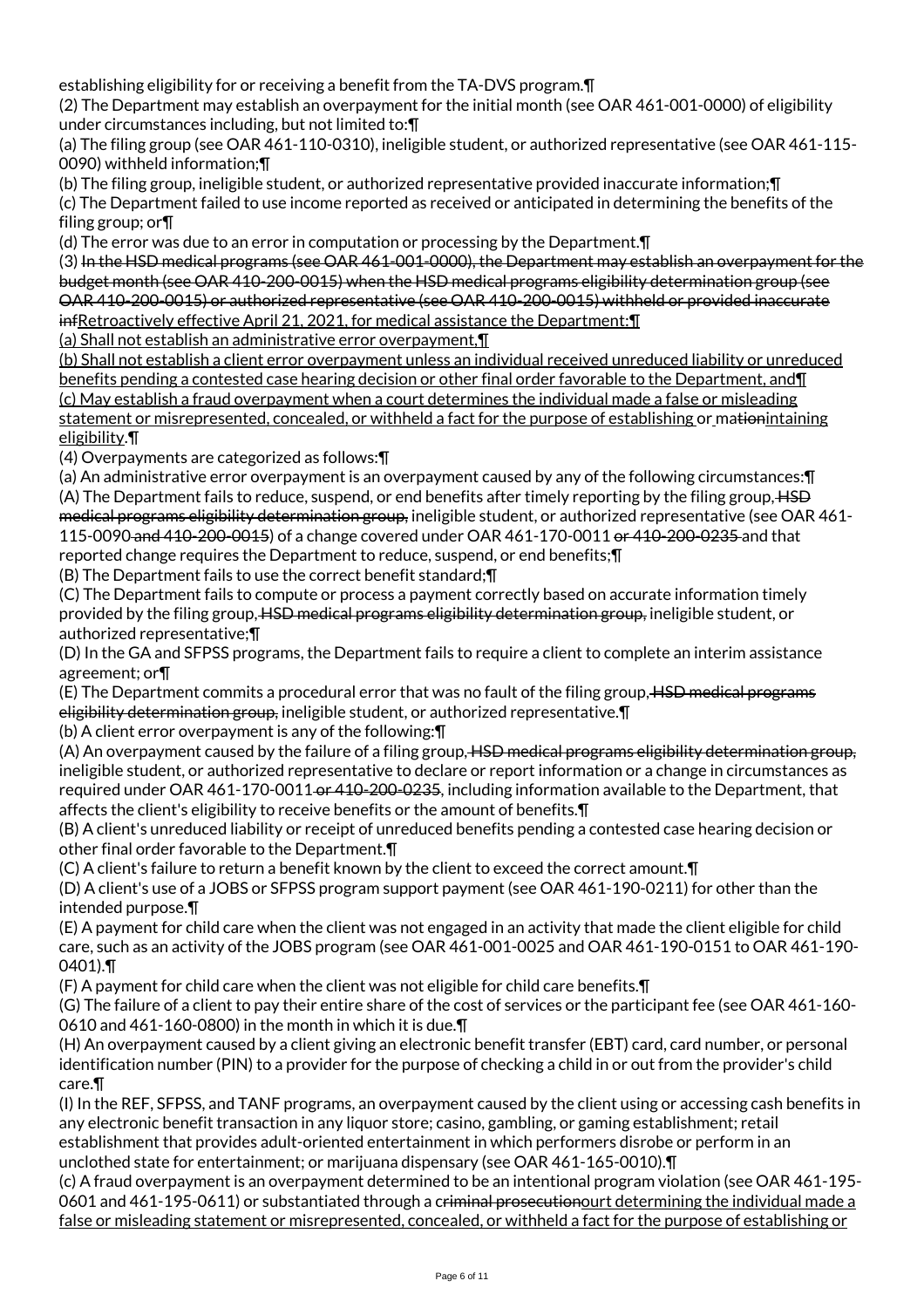establishing eligibility for or receiving a benefit from the TA-DVS program.¶

(2) The Department may establish an overpayment for the initial month (see OAR 461-001-0000) of eligibility under circumstances including, but not limited to:¶

(a) The filing group (see OAR 461-110-0310), ineligible student, or authorized representative (see OAR 461-115-0090) withheld information;¶

(b) The filing group, ineligible student, or authorized representative provided inaccurate information;¶

(c) The Department failed to use income reported as received or anticipated in determining the benefits of the filing group; or¶

(d) The error was due to an error in computation or processing by the Department.¶

(3) ~~In the HSD medical programs (see OAR 461-001-0000), the Department may establish an overpayment for the budget month (see OAR 410-200-0015) when the HSD medical programs eligibility determination group (see OAR 410-200-0015) or authorized representative (see OAR 410-200-0015) withheld or provided inaccurate inf~~Retroactively effective April 21, 2021, for medical assistance the Department:¶

(a) Shall not establish an administrative error overpayment,¶

(b) Shall not establish a client error overpayment unless an individual received unreduced liability or unreduced benefits pending a contested case hearing decision or other final order favorable to the Department, and¶

(c) May establish a fraud overpayment when a court determines the individual made a false or misleading statement or misrepresented, concealed, or withheld a fact for the purpose of establishing or ma~~tion~~intaining eligibility.¶

(4) Overpayments are categorized as follows:¶

(a) An administrative error overpayment is an overpayment caused by any of the following circumstances:¶

(A) The Department fails to reduce, suspend, or end benefits after timely reporting by the filing group, ~~HSD medical programs eligibility determination group,~~ ineligible student, or authorized representative (see OAR 461-115-0090 ~~and 410-200-0015~~) of a change covered under OAR 461-170-0011 ~~or 410-200-0235~~ and that reported change requires the Department to reduce, suspend, or end benefits;¶

(B) The Department fails to use the correct benefit standard;¶

(C) The Department fails to compute or process a payment correctly based on accurate information timely provided by the filing group, ~~HSD medical programs eligibility determination group,~~ ineligible student, or authorized representative;¶

(D) In the GA and SFPSS programs, the Department fails to require a client to complete an interim assistance agreement; or¶

(E) The Department commits a procedural error that was no fault of the filing group, ~~HSD medical programs eligibility determination group,~~ ineligible student, or authorized representative.¶

(b) A client error overpayment is any of the following:¶

(A) An overpayment caused by the failure of a filing group, ~~HSD medical programs eligibility determination group,~~ ineligible student, or authorized representative to declare or report information or a change in circumstances as required under OAR 461-170-0011 ~~or 410-200-0235~~, including information available to the Department, that affects the client's eligibility to receive benefits or the amount of benefits.¶

(B) A client's unreduced liability or receipt of unreduced benefits pending a contested case hearing decision or other final order favorable to the Department.¶

(C) A client's failure to return a benefit known by the client to exceed the correct amount.¶

(D) A client's use of a JOBS or SFPSS program support payment (see OAR 461-190-0211) for other than the intended purpose.¶

(E) A payment for child care when the client was not engaged in an activity that made the client eligible for child care, such as an activity of the JOBS program (see OAR 461-001-0025 and OAR 461-190-0151 to OAR 461-190-0401).¶

(F) A payment for child care when the client was not eligible for child care benefits.¶

(G) The failure of a client to pay their entire share of the cost of services or the participant fee (see OAR 461-160-0610 and 461-160-0800) in the month in which it is due.¶

(H) An overpayment caused by a client giving an electronic benefit transfer (EBT) card, card number, or personal identification number (PIN) to a provider for the purpose of checking a child in or out from the provider's child care.¶

(I) In the REF, SFPSS, and TANF programs, an overpayment caused by the client using or accessing cash benefits in any electronic benefit transaction in any liquor store; casino, gambling, or gaming establishment; retail establishment that provides adult-oriented entertainment in which performers disrobe or perform in an unclothed state for entertainment; or marijuana dispensary (see OAR 461-165-0010).¶

(c) A fraud overpayment is an overpayment determined to be an intentional program violation (see OAR 461-195-0601 and 461-195-0611) or substantiated through a c~~riminal prosecution~~ourt determining the individual made a false or misleading statement or misrepresented, concealed, or withheld a fact for the purpose of establishing or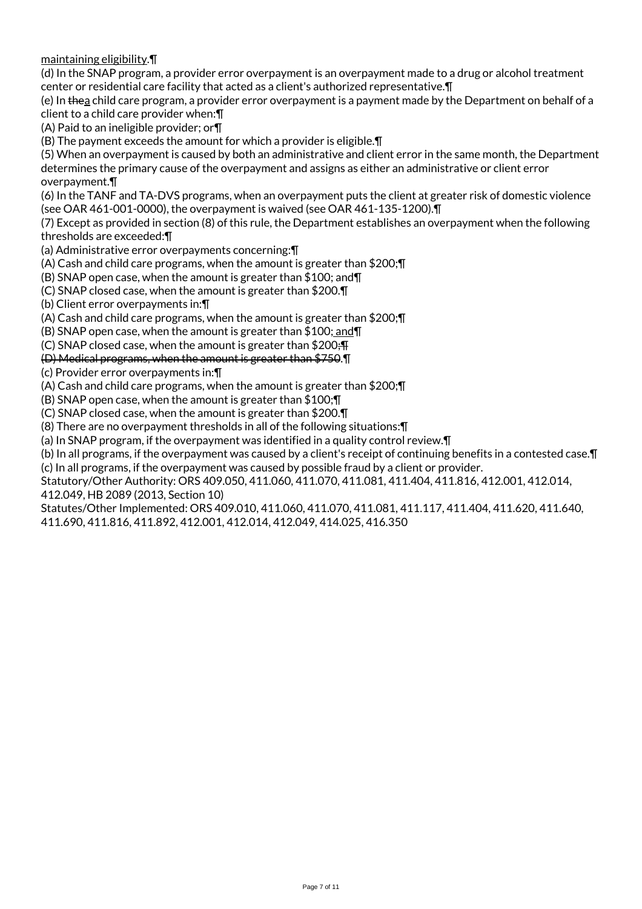maintaining eligibility.¶

(d) In the SNAP program, a provider error overpayment is an overpayment made to a drug or alcohol treatment center or residential care facility that acted as a client's authorized representative.¶

(e) In ~~the~~a child care program, a provider error overpayment is a payment made by the Department on behalf of a client to a child care provider when:¶

(A) Paid to an ineligible provider; or¶

(B) The payment exceeds the amount for which a provider is eligible.¶

(5) When an overpayment is caused by both an administrative and client error in the same month, the Department determines the primary cause of the overpayment and assigns as either an administrative or client error overpayment.¶

(6) In the TANF and TA-DVS programs, when an overpayment puts the client at greater risk of domestic violence (see OAR 461-001-0000), the overpayment is waived (see OAR 461-135-1200).¶

(7) Except as provided in section (8) of this rule, the Department establishes an overpayment when the following thresholds are exceeded:¶

(a) Administrative error overpayments concerning:¶

(A) Cash and child care programs, when the amount is greater than $200;¶

(B) SNAP open case, when the amount is greater than $100; and¶

(C) SNAP closed case, when the amount is greater than $200.¶

(b) Client error overpayments in:¶

(A) Cash and child care programs, when the amount is greater than $200;¶

(B) SNAP open case, when the amount is greater than $100; and¶

(C) SNAP closed case, when the amount is greater than $200~~;¶~~

~~(D) Medical programs, when the amount is greater than $750~~.¶

(c) Provider error overpayments in:¶

(A) Cash and child care programs, when the amount is greater than $200;¶

(B) SNAP open case, when the amount is greater than $100;¶

(C) SNAP closed case, when the amount is greater than $200.¶

(8) There are no overpayment thresholds in all of the following situations:¶

(a) In SNAP program, if the overpayment was identified in a quality control review.¶

(b) In all programs, if the overpayment was caused by a client's receipt of continuing benefits in a contested case.¶

(c) In all programs, if the overpayment was caused by possible fraud by a client or provider.

Statutory/Other Authority: ORS 409.050, 411.060, 411.070, 411.081, 411.404, 411.816, 412.001, 412.014, 412.049, HB 2089 (2013, Section 10)

Statutes/Other Implemented: ORS 409.010, 411.060, 411.070, 411.081, 411.117, 411.404, 411.620, 411.640, 411.690, 411.816, 411.892, 412.001, 412.014, 412.049, 414.025, 416.350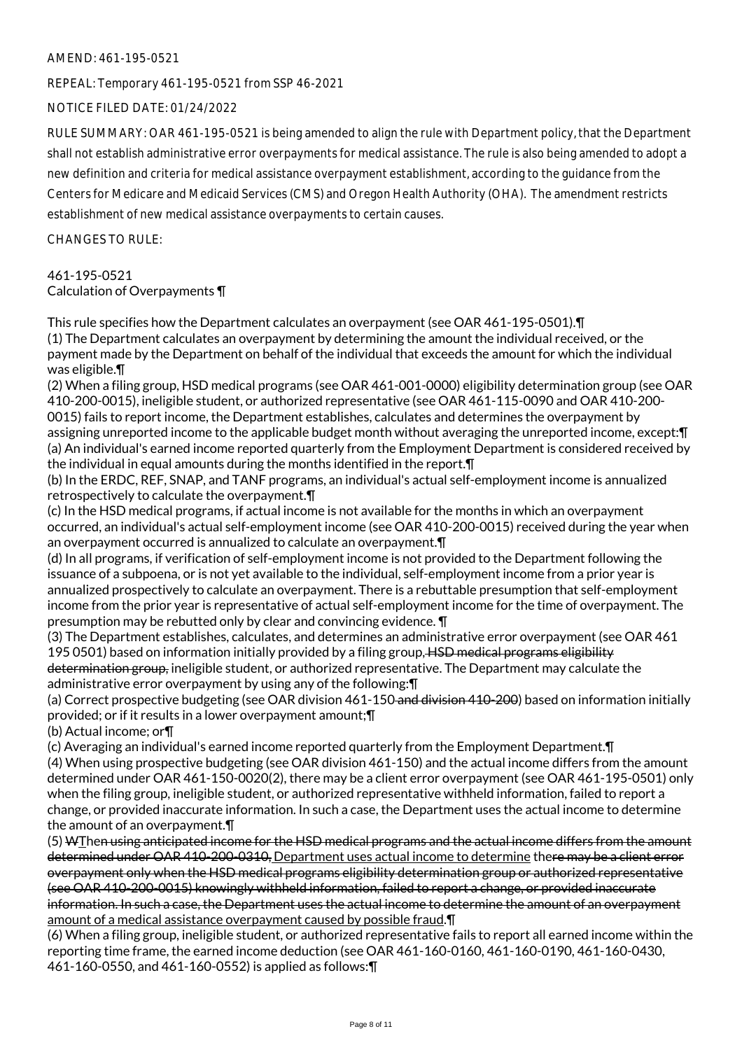AMEND: 461-195-0521

REPEAL: Temporary 461-195-0521 from SSP 46-2021

NOTICE FILED DATE: 01/24/2022

RULE SUMMARY: OAR 461-195-0521 is being amended to align the rule with Department policy, that the Department shall not establish administrative error overpayments for medical assistance. The rule is also being amended to adopt a new definition and criteria for medical assistance overpayment establishment, according to the guidance from the Centers for Medicare and Medicaid Services (CMS) and Oregon Health Authority (OHA). The amendment restricts establishment of new medical assistance overpayments to certain causes.

CHANGES TO RULE:

461-195-0521
Calculation of Overpayments ¶

This rule specifies how the Department calculates an overpayment (see OAR 461-195-0501).¶
(1) The Department calculates an overpayment by determining the amount the individual received, or the payment made by the Department on behalf of the individual that exceeds the amount for which the individual was eligible.¶
(2) When a filing group, HSD medical programs (see OAR 461-001-0000) eligibility determination group (see OAR 410-200-0015), ineligible student, or authorized representative (see OAR 461-115-0090 and OAR 410-200-0015) fails to report income, the Department establishes, calculates and determines the overpayment by assigning unreported income to the applicable budget month without averaging the unreported income, except:¶
(a) An individual's earned income reported quarterly from the Employment Department is considered received by the individual in equal amounts during the months identified in the report.¶
(b) In the ERDC, REF, SNAP, and TANF programs, an individual's actual self-employment income is annualized retrospectively to calculate the overpayment.¶
(c) In the HSD medical programs, if actual income is not available for the months in which an overpayment occurred, an individual's actual self-employment income (see OAR 410-200-0015) received during the year when an overpayment occurred is annualized to calculate an overpayment.¶
(d) In all programs, if verification of self-employment income is not provided to the Department following the issuance of a subpoena, or is not yet available to the individual, self-employment income from a prior year is annualized prospectively to calculate an overpayment. There is a rebuttable presumption that self-employment income from the prior year is representative of actual self-employment income for the time of overpayment. The presumption may be rebutted only by clear and convincing evidence. ¶
(3) The Department establishes, calculates, and determines an administrative error overpayment (see OAR 461 195 0501) based on information initially provided by a filing group, ~~HSD medical programs eligibility determination group,~~ ineligible student, or authorized representative. The Department may calculate the administrative error overpayment by using any of the following:¶
(a) Correct prospective budgeting (see OAR division 461-150 ~~and division 410-200~~) based on information initially provided; or if it results in a lower overpayment amount;¶
(b) Actual income; or¶
(c) Averaging an individual's earned income reported quarterly from the Employment Department.¶
(4) When using prospective budgeting (see OAR division 461-150) and the actual income differs from the amount determined under OAR 461-150-0020(2), there may be a client error overpayment (see OAR 461-195-0501) only when the filing group, ineligible student, or authorized representative withheld information, failed to report a change, or provided inaccurate information. In such a case, the Department uses the actual income to determine the amount of an overpayment.¶
(5) ~~W~~The~~n using anticipated income for the HSD medical programs and the actual income differs from the amount determined under OAR 410-200-0310,~~ Department uses actual income to determine the~~re may be a client error overpayment only when the HSD medical programs eligibility determination group or authorized representative (see OAR 410-200-0015) knowingly withheld information, failed to report a change, or provided inaccurate information. In such a case, the Department uses the actual income to determine the amount of an overpayment~~ amount of a medical assistance overpayment caused by possible fraud.¶
(6) When a filing group, ineligible student, or authorized representative fails to report all earned income within the reporting time frame, the earned income deduction (see OAR 461-160-0160, 461-160-0190, 461-160-0430, 461-160-0550, and 461-160-0552) is applied as follows:¶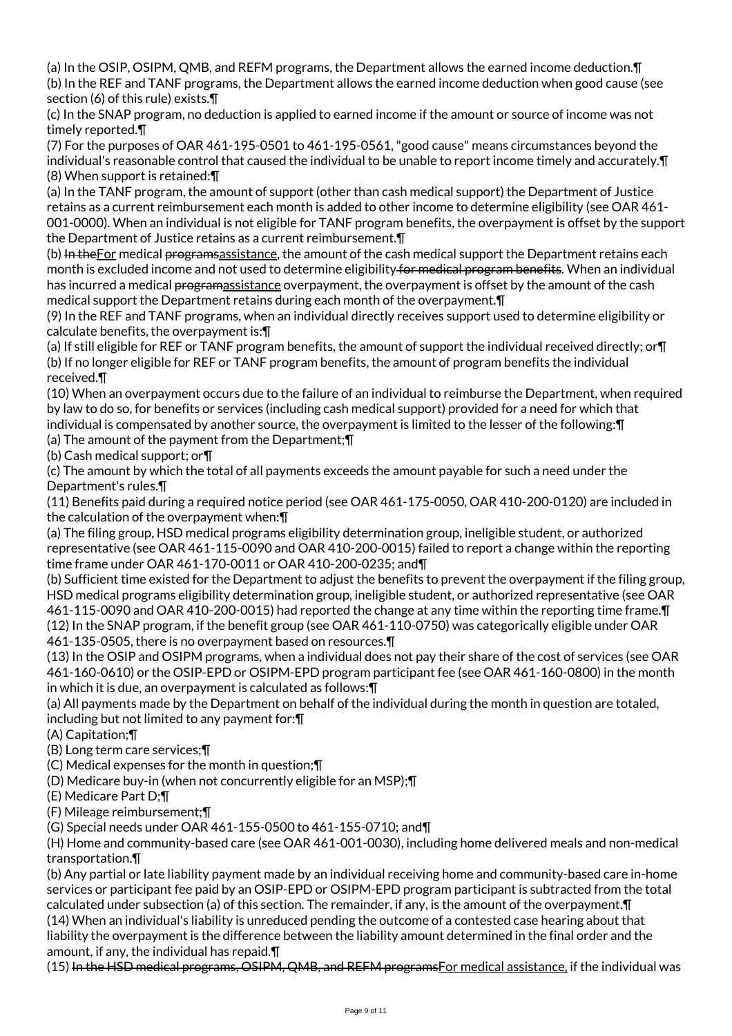(a) In the OSIP, OSIPM, QMB, and REFM programs, the Department allows the earned income deduction.¶
(b) In the REF and TANF programs, the Department allows the earned income deduction when good cause (see section (6) of this rule) exists.¶
(c) In the SNAP program, no deduction is applied to earned income if the amount or source of income was not timely reported.¶
(7) For the purposes of OAR 461-195-0501 to 461-195-0561, "good cause" means circumstances beyond the individual's reasonable control that caused the individual to be unable to report income timely and accurately.¶
(8) When support is retained:¶
(a) In the TANF program, the amount of support (other than cash medical support) the Department of Justice retains as a current reimbursement each month is added to other income to determine eligibility (see OAR 461-001-0000). When an individual is not eligible for TANF program benefits, the overpayment is offset by the support the Department of Justice retains as a current reimbursement.¶
(b) ~~In the~~<u>For</u> medical ~~programs~~<u>assistance</u>, the amount of the cash medical support the Department retains each month is excluded income and not used to determine eligibility~~ for medical program benefits~~. When an individual has incurred a medical ~~program~~<u>assistance</u> overpayment, the overpayment is offset by the amount of the cash medical support the Department retains during each month of the overpayment.¶
(9) In the REF and TANF programs, when an individual directly receives support used to determine eligibility or calculate benefits, the overpayment is:¶
(a) If still eligible for REF or TANF program benefits, the amount of support the individual received directly; or¶
(b) If no longer eligible for REF or TANF program benefits, the amount of program benefits the individual received.¶
(10) When an overpayment occurs due to the failure of an individual to reimburse the Department, when required by law to do so, for benefits or services (including cash medical support) provided for a need for which that individual is compensated by another source, the overpayment is limited to the lesser of the following:¶
(a) The amount of the payment from the Department;¶
(b) Cash medical support; or¶
(c) The amount by which the total of all payments exceeds the amount payable for such a need under the Department's rules.¶
(11) Benefits paid during a required notice period (see OAR 461-175-0050, OAR 410-200-0120) are included in the calculation of the overpayment when:¶
(a) The filing group, HSD medical programs eligibility determination group, ineligible student, or authorized representative (see OAR 461-115-0090 and OAR 410-200-0015) failed to report a change within the reporting time frame under OAR 461-170-0011 or OAR 410-200-0235; and¶
(b) Sufficient time existed for the Department to adjust the benefits to prevent the overpayment if the filing group, HSD medical programs eligibility determination group, ineligible student, or authorized representative (see OAR 461-115-0090 and OAR 410-200-0015) had reported the change at any time within the reporting time frame.¶
(12) In the SNAP program, if the benefit group (see OAR 461-110-0750) was categorically eligible under OAR 461-135-0505, there is no overpayment based on resources.¶
(13) In the OSIP and OSIPM programs, when a individual does not pay their share of the cost of services (see OAR 461-160-0610) or the OSIP-EPD or OSIPM-EPD program participant fee (see OAR 461-160-0800) in the month in which it is due, an overpayment is calculated as follows:¶
(a) All payments made by the Department on behalf of the individual during the month in question are totaled, including but not limited to any payment for:¶
(A) Capitation;¶
(B) Long term care services;¶
(C) Medical expenses for the month in question;¶
(D) Medicare buy-in (when not concurrently eligible for an MSP);¶
(E) Medicare Part D;¶
(F) Mileage reimbursement;¶
(G) Special needs under OAR 461-155-0500 to 461-155-0710; and¶
(H) Home and community-based care (see OAR 461-001-0030), including home delivered meals and non-medical transportation.¶
(b) Any partial or late liability payment made by an individual receiving home and community-based care in-home services or participant fee paid by an OSIP-EPD or OSIPM-EPD program participant is subtracted from the total calculated under subsection (a) of this section. The remainder, if any, is the amount of the overpayment.¶
(14) When an individual's liability is unreduced pending the outcome of a contested case hearing about that liability the overpayment is the difference between the liability amount determined in the final order and the amount, if any, the individual has repaid.¶
(15) ~~In the HSD medical programs, OSIPM, QMB, and REFM programs~~<u>For medical assistance,</u> if the individual was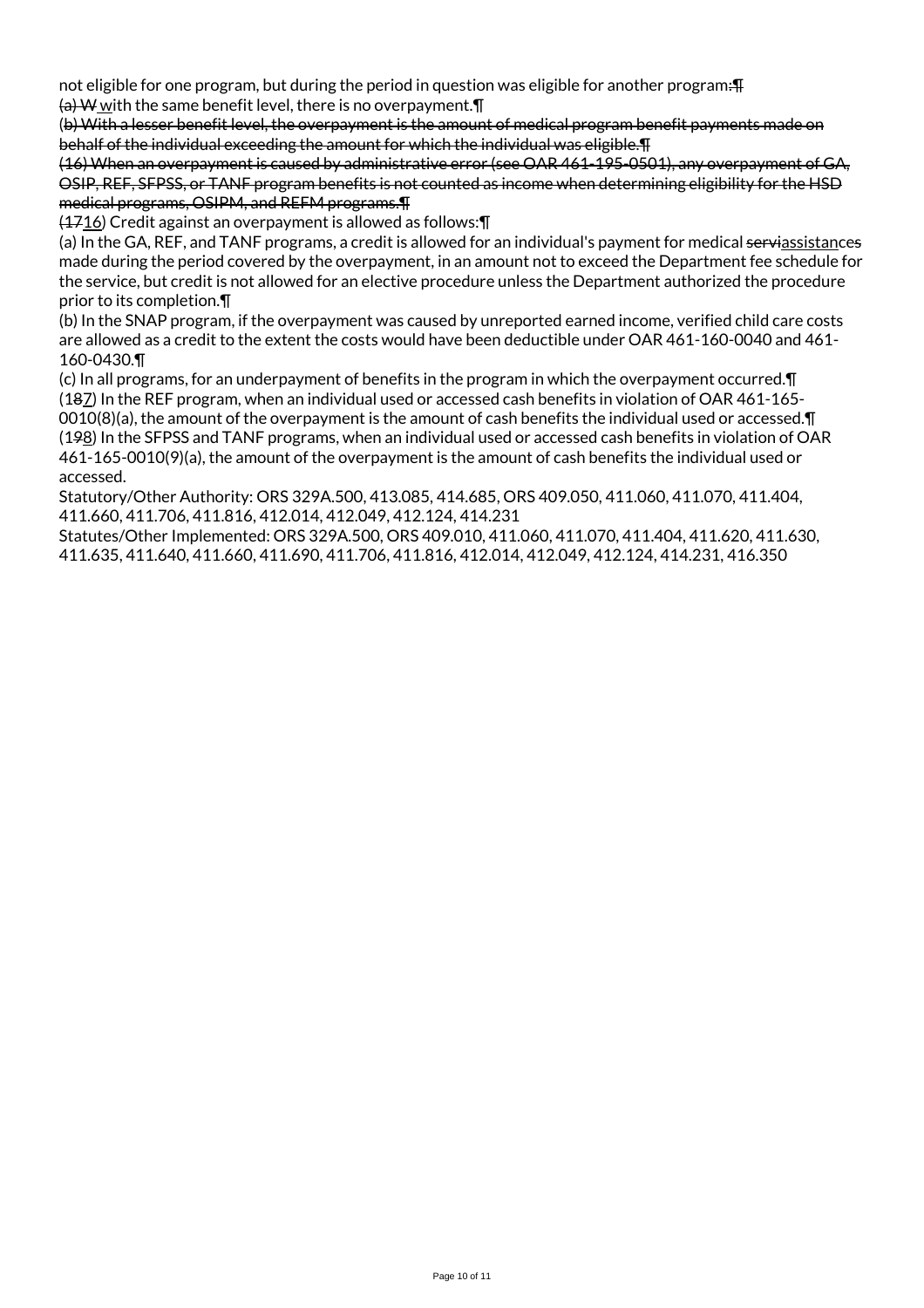not eligible for one program, but during the period in question was eligible for another program~~:~~¶
~~(a) W~~ with the same benefit level, there is no overpayment.¶
(~~b) With a lesser benefit level, the overpayment is the amount of medical program benefit payments made on behalf of the individual exceeding the amount for which the individual was eligible.¶~~
~~(16) When an overpayment is caused by administrative error (see OAR 461-195-0501), any overpayment of GA, OSIP, REF, SFPSS, or TANF program benefits is not counted as income when determining eligibility for the HSD medical programs, OSIPM, and REFM programs.¶~~
(~~17~~16) Credit against an overpayment is allowed as follows:¶
(a) In the GA, REF, and TANF programs, a credit is allowed for an individual's payment for medical ~~servi~~assistance~~s~~ made during the period covered by the overpayment, in an amount not to exceed the Department fee schedule for the service, but credit is not allowed for an elective procedure unless the Department authorized the procedure prior to its completion.¶
(b) In the SNAP program, if the overpayment was caused by unreported earned income, verified child care costs are allowed as a credit to the extent the costs would have been deductible under OAR 461-160-0040 and 461-160-0430.¶
(c) In all programs, for an underpayment of benefits in the program in which the overpayment occurred.¶
(1~~8~~7) In the REF program, when an individual used or accessed cash benefits in violation of OAR 461-165-0010(8)(a), the amount of the overpayment is the amount of cash benefits the individual used or accessed.¶
(1~~9~~8) In the SFPSS and TANF programs, when an individual used or accessed cash benefits in violation of OAR 461-165-0010(9)(a), the amount of the overpayment is the amount of cash benefits the individual used or accessed.

Statutory/Other Authority: ORS 329A.500, 413.085, 414.685, ORS 409.050, 411.060, 411.070, 411.404, 411.660, 411.706, 411.816, 412.014, 412.049, 412.124, 414.231
Statutes/Other Implemented: ORS 329A.500, ORS 409.010, 411.060, 411.070, 411.404, 411.620, 411.630, 411.635, 411.640, 411.660, 411.690, 411.706, 411.816, 412.014, 412.049, 412.124, 414.231, 416.350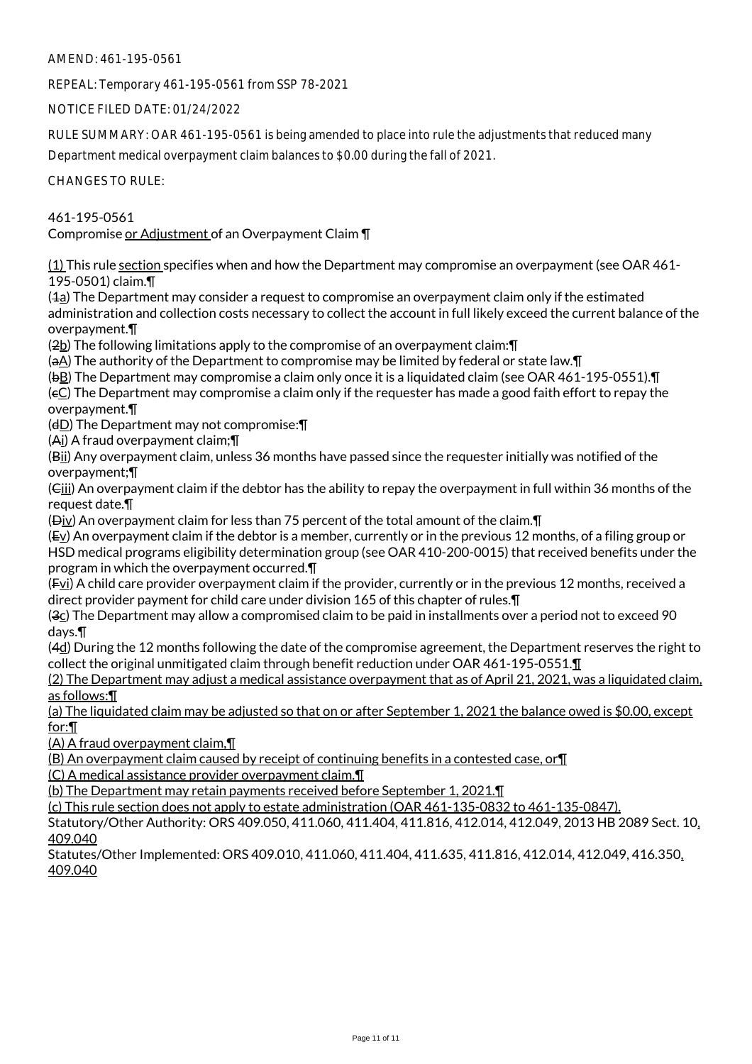AMEND: 461-195-0561

REPEAL: Temporary 461-195-0561 from SSP 78-2021

NOTICE FILED DATE: 01/24/2022

RULE SUMMARY: OAR 461-195-0561 is being amended to place into rule the adjustments that reduced many Department medical overpayment claim balances to $0.00 during the fall of 2021.

CHANGES TO RULE:

461-195-0561
Compromise or Adjustment of an Overpayment Claim ¶

(1) This rule section specifies when and how the Department may compromise an overpayment (see OAR 461-195-0501) claim.¶
(1a) The Department may consider a request to compromise an overpayment claim only if the estimated administration and collection costs necessary to collect the account in full likely exceed the current balance of the overpayment.¶
(2b) The following limitations apply to the compromise of an overpayment claim:¶
(aA) The authority of the Department to compromise may be limited by federal or state law.¶
(bB) The Department may compromise a claim only once it is a liquidated claim (see OAR 461-195-0551).¶
(cC) The Department may compromise a claim only if the requester has made a good faith effort to repay the overpayment.¶
(dD) The Department may not compromise:¶
(Ai) A fraud overpayment claim;¶
(Bii) Any overpayment claim, unless 36 months have passed since the requester initially was notified of the overpayment;¶
(Ciii) An overpayment claim if the debtor has the ability to repay the overpayment in full within 36 months of the request date.¶
(Div) An overpayment claim for less than 75 percent of the total amount of the claim.¶
(Ev) An overpayment claim if the debtor is a member, currently or in the previous 12 months, of a filing group or HSD medical programs eligibility determination group (see OAR 410-200-0015) that received benefits under the program in which the overpayment occurred.¶
(Fvi) A child care provider overpayment claim if the provider, currently or in the previous 12 months, received a direct provider payment for child care under division 165 of this chapter of rules.¶
(3c) The Department may allow a compromised claim to be paid in installments over a period not to exceed 90 days.¶
(4d) During the 12 months following the date of the compromise agreement, the Department reserves the right to collect the original unmitigated claim through benefit reduction under OAR 461-195-0551.¶
(2) The Department may adjust a medical assistance overpayment that as of April 21, 2021, was a liquidated claim, as follows:¶
(a) The liquidated claim may be adjusted so that on or after September 1, 2021 the balance owed is $0.00, except for:¶
(A) A fraud overpayment claim,¶
(B) An overpayment claim caused by receipt of continuing benefits in a contested case, or¶
(C) A medical assistance provider overpayment claim.¶
(b) The Department may retain payments received before September 1, 2021.¶
(c) This rule section does not apply to estate administration (OAR 461-135-0832 to 461-135-0847).

Statutory/Other Authority: ORS 409.050, 411.060, 411.404, 411.816, 412.014, 412.049, 2013 HB 2089 Sect. 10, 409.040

Statutes/Other Implemented: ORS 409.010, 411.060, 411.404, 411.635, 411.816, 412.014, 412.049, 416.350, 409.040